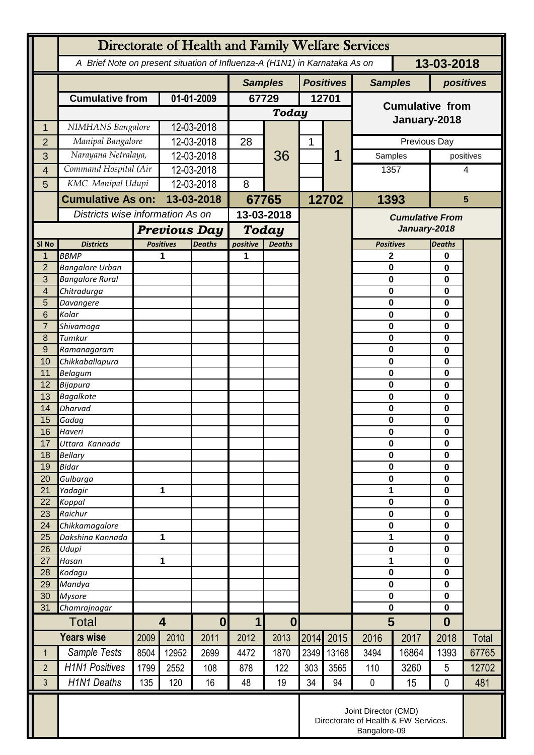# Directorate of Health and Family Welfare Services

*A Brief Note on present situation of Influenza-A (H1N1) in Karnataka As on* **13-03-2018**

| | | | Samples | | Positives | | Samples | positives |
|---|---|---|---|---|---|---|---|---|
| | **Cumulative from** | **01-01-2009** | **67729** | | **12701** | | **Cumulative from January-2018** | |
| | | | ***Today*** | | | | | |
| 1 | NIMHANS Bangalore | 12-03-2018 | | 36 | | 1 | | |
| 2 | Manipal Bangalore | 12-03-2018 | 28 | | 1 | | Previous Day | |
| 3 | Narayana Netralaya, | 12-03-2018 | | | | | Samples | positives |
| 4 | Command Hospital (Air | 12-03-2018 | | | | | 1357 | 4 |
| 5 | KMC Manipal Udupi | 12-03-2018 | 8 | | | | | |
| | **Cumulative As on:** | **13-03-2018** | **67765** | | **12702** | | **1393** | **5** |

| Sl No | Districts | Previous Day Positives | Previous Day Deaths | Today positive | Today Deaths | Cumulative From January-2018 Positives | Cumulative From January-2018 Deaths |
|---|---|---|---|---|---|---|---|
| 1 | BBMP | 1 | | 1 | | 2 | 0 |
| 2 | Bangalore Urban | | | | | 0 | 0 |
| 3 | Bangalore Rural | | | | | 0 | 0 |
| 4 | Chitradurga | | | | | 0 | 0 |
| 5 | Davangere | | | | | 0 | 0 |
| 6 | Kolar | | | | | 0 | 0 |
| 7 | Shivamoga | | | | | 0 | 0 |
| 8 | Tumkur | | | | | 0 | 0 |
| 9 | Ramanagaram | | | | | 0 | 0 |
| 10 | Chikkaballapura | | | | | 0 | 0 |
| 11 | Belagum | | | | | 0 | 0 |
| 12 | Bijapura | | | | | 0 | 0 |
| 13 | Bagalkote | | | | | 0 | 0 |
| 14 | Dharvad | | | | | 0 | 0 |
| 15 | Gadag | | | | | 0 | 0 |
| 16 | Haveri | | | | | 0 | 0 |
| 17 | Uttara Kannada | | | | | 0 | 0 |
| 18 | Bellary | | | | | 0 | 0 |
| 19 | Bidar | | | | | 0 | 0 |
| 20 | Gulbarga | | | | | 0 | 0 |
| 21 | Yadagir | 1 | | | | 1 | 0 |
| 22 | Koppal | | | | | 0 | 0 |
| 23 | Raichur | | | | | 0 | 0 |
| 24 | Chikkamagalore | | | | | 0 | 0 |
| 25 | Dakshina Kannada | 1 | | | | 1 | 0 |
| 26 | Udupi | | | | | 0 | 0 |
| 27 | Hasan | 1 | | | | 1 | 0 |
| 28 | Kodagu | | | | | 0 | 0 |
| 29 | Mandya | | | | | 0 | 0 |
| 30 | Mysore | | | | | 0 | 0 |
| 31 | Chamrajnagar | | | | | 0 | 0 |
| | **Total** | **4** | **0** | **1** | **0** | **5** | **0** |

| | Years wise | 2009 | 2010 | 2011 | 2012 | 2013 | 2014 | 2015 | 2016 | 2017 | 2018 | Total |
|---|---|---|---|---|---|---|---|---|---|---|---|---|
| 1 | Sample Tests | 8504 | 12952 | 2699 | 4472 | 1870 | 2349 | 13168 | 3494 | 16864 | 1393 | 67765 |
| 2 | H1N1 Positives | 1799 | 2552 | 108 | 878 | 122 | 303 | 3565 | 110 | 3260 | 5 | 12702 |
| 3 | H1N1 Deaths | 135 | 120 | 16 | 48 | 19 | 34 | 94 | 0 | 15 | 0 | 481 |

Joint Director (CMD)
Directorate of Health & FW Services.
Bangalore-09